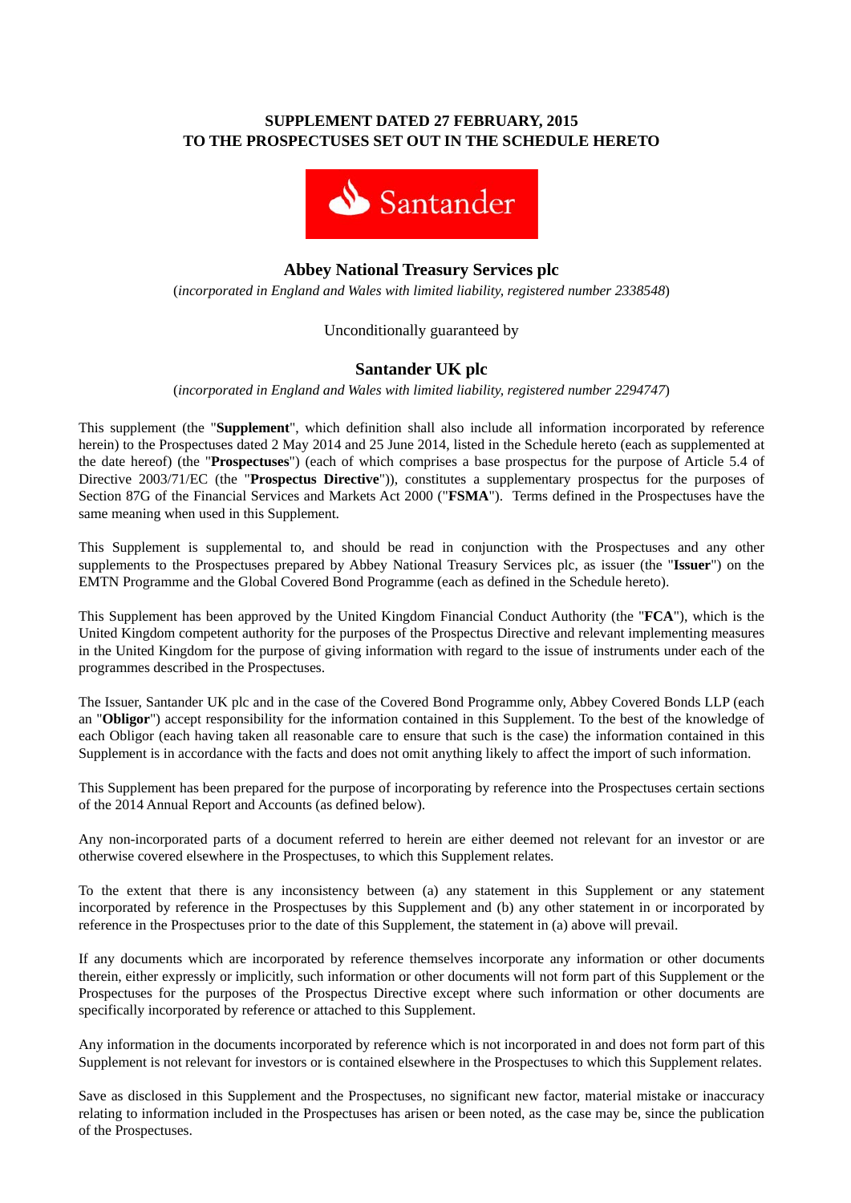**SUPPLEMENT DATED 27 FEBRUARY, 2015**
**TO THE PROSPECTUSES SET OUT IN THE SCHEDULE HERETO**

Santander

## Abbey National Treasury Services plc

(*incorporated in England and Wales with limited liability, registered number 2338548*)

Unconditionally guaranteed by

## Santander UK plc

(*incorporated in England and Wales with limited liability, registered number 2294747*)

This supplement (the "**Supplement**", which definition shall also include all information incorporated by reference herein) to the Prospectuses dated 2 May 2014 and 25 June 2014, listed in the Schedule hereto (each as supplemented at the date hereof) (the "**Prospectuses**") (each of which comprises a base prospectus for the purpose of Article 5.4 of Directive 2003/71/EC (the "**Prospectus Directive**")), constitutes a supplementary prospectus for the purposes of Section 87G of the Financial Services and Markets Act 2000 ("**FSMA**"). Terms defined in the Prospectuses have the same meaning when used in this Supplement.

This Supplement is supplemental to, and should be read in conjunction with the Prospectuses and any other supplements to the Prospectuses prepared by Abbey National Treasury Services plc, as issuer (the "**Issuer**") on the EMTN Programme and the Global Covered Bond Programme (each as defined in the Schedule hereto).

This Supplement has been approved by the United Kingdom Financial Conduct Authority (the "**FCA**"), which is the United Kingdom competent authority for the purposes of the Prospectus Directive and relevant implementing measures in the United Kingdom for the purpose of giving information with regard to the issue of instruments under each of the programmes described in the Prospectuses.

The Issuer, Santander UK plc and in the case of the Covered Bond Programme only, Abbey Covered Bonds LLP (each an "**Obligor**") accept responsibility for the information contained in this Supplement. To the best of the knowledge of each Obligor (each having taken all reasonable care to ensure that such is the case) the information contained in this Supplement is in accordance with the facts and does not omit anything likely to affect the import of such information.

This Supplement has been prepared for the purpose of incorporating by reference into the Prospectuses certain sections of the 2014 Annual Report and Accounts (as defined below).

Any non-incorporated parts of a document referred to herein are either deemed not relevant for an investor or are otherwise covered elsewhere in the Prospectuses, to which this Supplement relates.

To the extent that there is any inconsistency between (a) any statement in this Supplement or any statement incorporated by reference in the Prospectuses by this Supplement and (b) any other statement in or incorporated by reference in the Prospectuses prior to the date of this Supplement, the statement in (a) above will prevail.

If any documents which are incorporated by reference themselves incorporate any information or other documents therein, either expressly or implicitly, such information or other documents will not form part of this Supplement or the Prospectuses for the purposes of the Prospectus Directive except where such information or other documents are specifically incorporated by reference or attached to this Supplement.

Any information in the documents incorporated by reference which is not incorporated in and does not form part of this Supplement is not relevant for investors or is contained elsewhere in the Prospectuses to which this Supplement relates.

Save as disclosed in this Supplement and the Prospectuses, no significant new factor, material mistake or inaccuracy relating to information included in the Prospectuses has arisen or been noted, as the case may be, since the publication of the Prospectuses.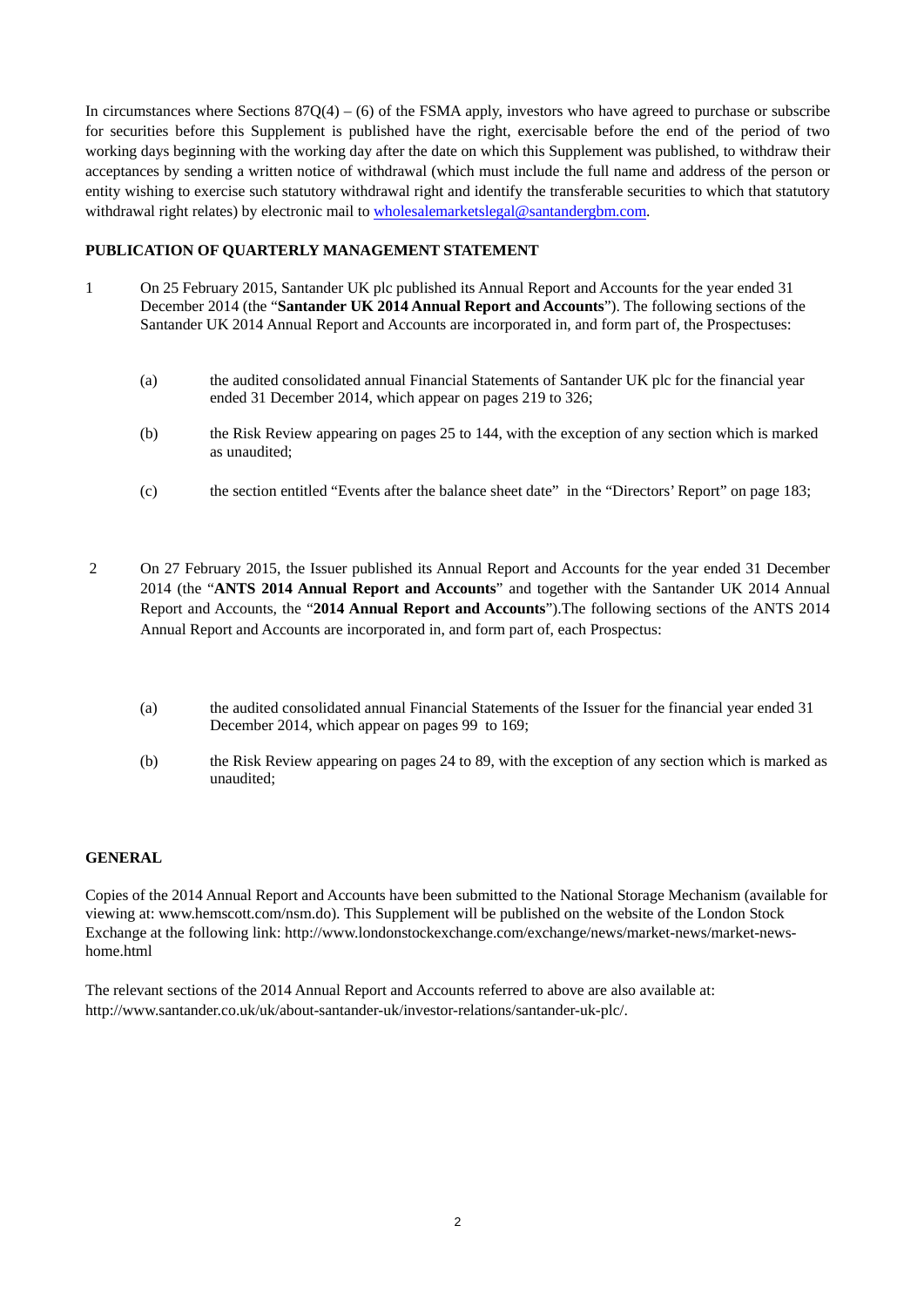In circumstances where Sections 87Q(4) – (6) of the FSMA apply, investors who have agreed to purchase or subscribe for securities before this Supplement is published have the right, exercisable before the end of the period of two working days beginning with the working day after the date on which this Supplement was published, to withdraw their acceptances by sending a written notice of withdrawal (which must include the full name and address of the person or entity wishing to exercise such statutory withdrawal right and identify the transferable securities to which that statutory withdrawal right relates) by electronic mail to wholesalemarketslegal@santandergbm.com.

**PUBLICATION OF QUARTERLY MANAGEMENT STATEMENT**

1 On 25 February 2015, Santander UK plc published its Annual Report and Accounts for the year ended 31 December 2014 (the "**Santander UK 2014 Annual Report and Accounts**"). The following sections of the Santander UK 2014 Annual Report and Accounts are incorporated in, and form part of, the Prospectuses:

   (a) the audited consolidated annual Financial Statements of Santander UK plc for the financial year ended 31 December 2014, which appear on pages 219 to 326;

   (b) the Risk Review appearing on pages 25 to 144, with the exception of any section which is marked as unaudited;

   (c) the section entitled "Events after the balance sheet date" in the "Directors' Report" on page 183;

2 On 27 February 2015, the Issuer published its Annual Report and Accounts for the year ended 31 December 2014 (the "**ANTS 2014 Annual Report and Accounts**" and together with the Santander UK 2014 Annual Report and Accounts, the "**2014 Annual Report and Accounts**").The following sections of the ANTS 2014 Annual Report and Accounts are incorporated in, and form part of, each Prospectus:

   (a) the audited consolidated annual Financial Statements of the Issuer for the financial year ended 31 December 2014, which appear on pages 99 to 169;

   (b) the Risk Review appearing on pages 24 to 89, with the exception of any section which is marked as unaudited;

**GENERAL**

Copies of the 2014 Annual Report and Accounts have been submitted to the National Storage Mechanism (available for viewing at: www.hemscott.com/nsm.do). This Supplement will be published on the website of the London Stock Exchange at the following link: http://www.londonstockexchange.com/exchange/news/market-news/market-news-home.html

The relevant sections of the 2014 Annual Report and Accounts referred to above are also available at: http://www.santander.co.uk/uk/about-santander-uk/investor-relations/santander-uk-plc/.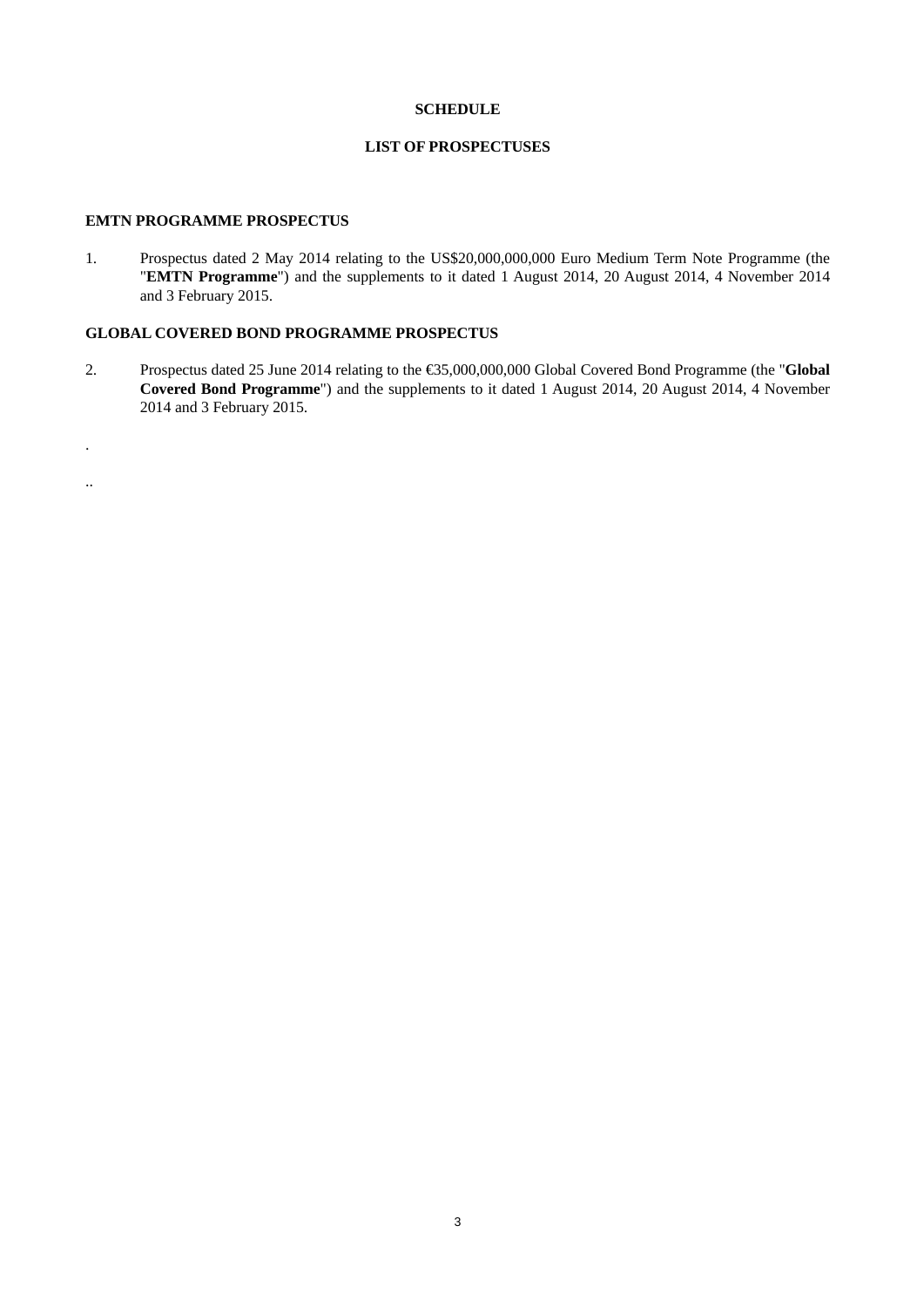**SCHEDULE**

**LIST OF PROSPECTUSES**

**EMTN PROGRAMME PROSPECTUS**

1. Prospectus dated 2 May 2014 relating to the US$20,000,000,000 Euro Medium Term Note Programme (the "**EMTN Programme**") and the supplements to it dated 1 August 2014, 20 August 2014, 4 November 2014 and 3 February 2015.

**GLOBAL COVERED BOND PROGRAMME PROSPECTUS**

2. Prospectus dated 25 June 2014 relating to the €35,000,000,000 Global Covered Bond Programme (the "**Global Covered Bond Programme**") and the supplements to it dated 1 August 2014, 20 August 2014, 4 November 2014 and 3 February 2015.

.

..